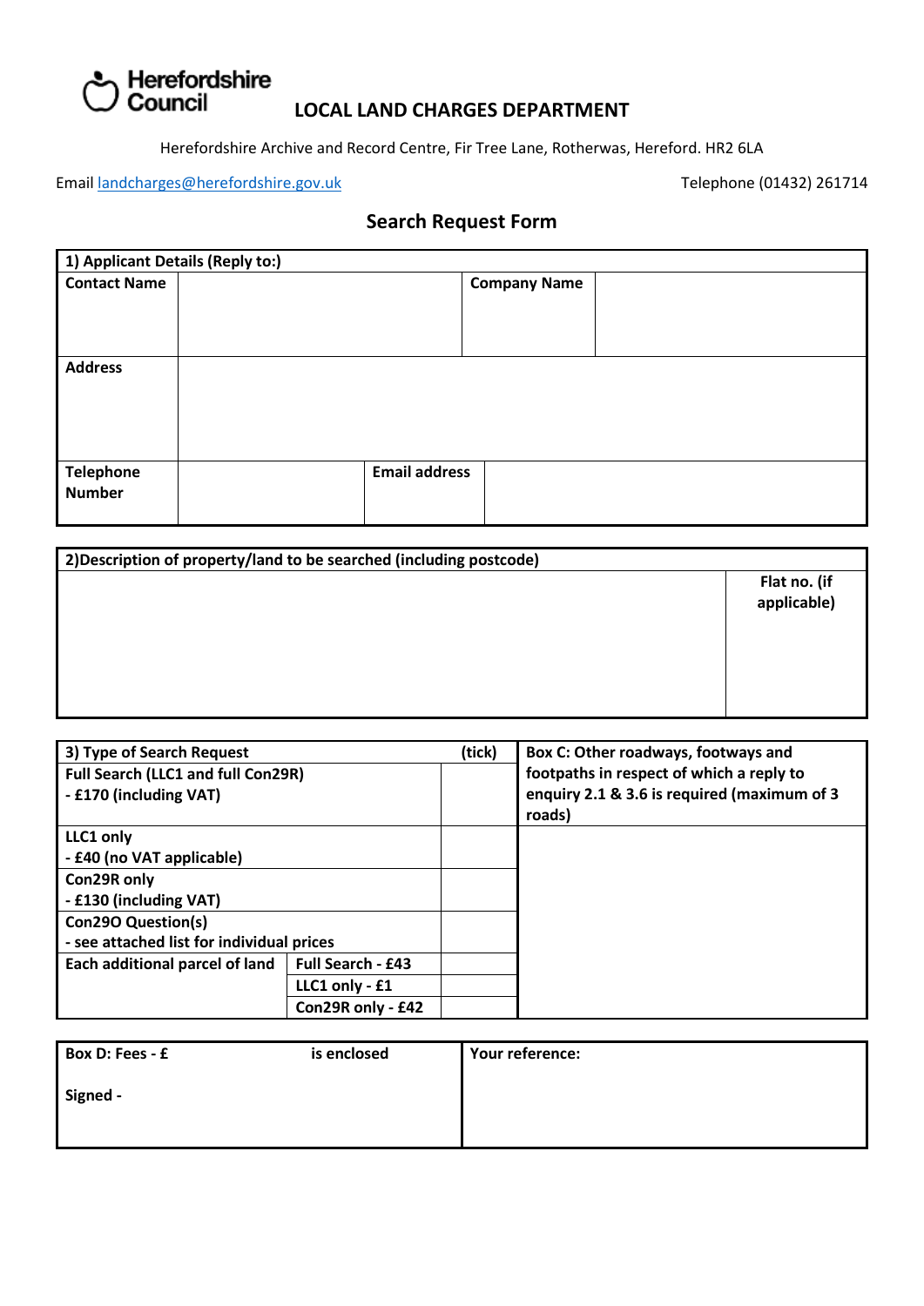Herefordshire Council

# LOCAL LAND CHARGES DEPARTMENT

Herefordshire Archive and Record Centre, Fir Tree Lane, Rotherwas, Hereford. HR2 6LA

Email landcharges@herefordshire.gov.uk

Telephone (01432) 261714

## Search Request Form

| **1) Applicant Details (Reply to:)** | | | |
|---|---|---|---|
| **Contact Name** | | **Company Name** | |
| **Address** | | | |
| **Telephone Number** | | **Email address** | |

| **2)Description of property/land to be searched (including postcode)** | |
|---|---|
| | **Flat no. (if applicable)** |

| **3) Type of Search Request** | | **(tick)** |
|---|---|---|
| **Full Search (LLC1 and full Con29R) - £170 (including VAT)** | | |
| **LLC1 only - £40 (no VAT applicable)** | | |
| **Con29R only - £130 (including VAT)** | | |
| **Con29O Question(s) - see attached list for individual prices** | | |
| **Each additional parcel of land** | **Full Search - £43** | |
| | **LLC1 only - £1** | |
| | **Con29R only - £42** | |

| **Box C: Other roadways, footways and footpaths in respect of which a reply to enquiry 2.1 & 3.6 is required (maximum of 3 roads)** |
|---|
| |

| **Box D: Fees - £ is enclosed** | **Your reference:** |
|---|---|
| **Signed -** | |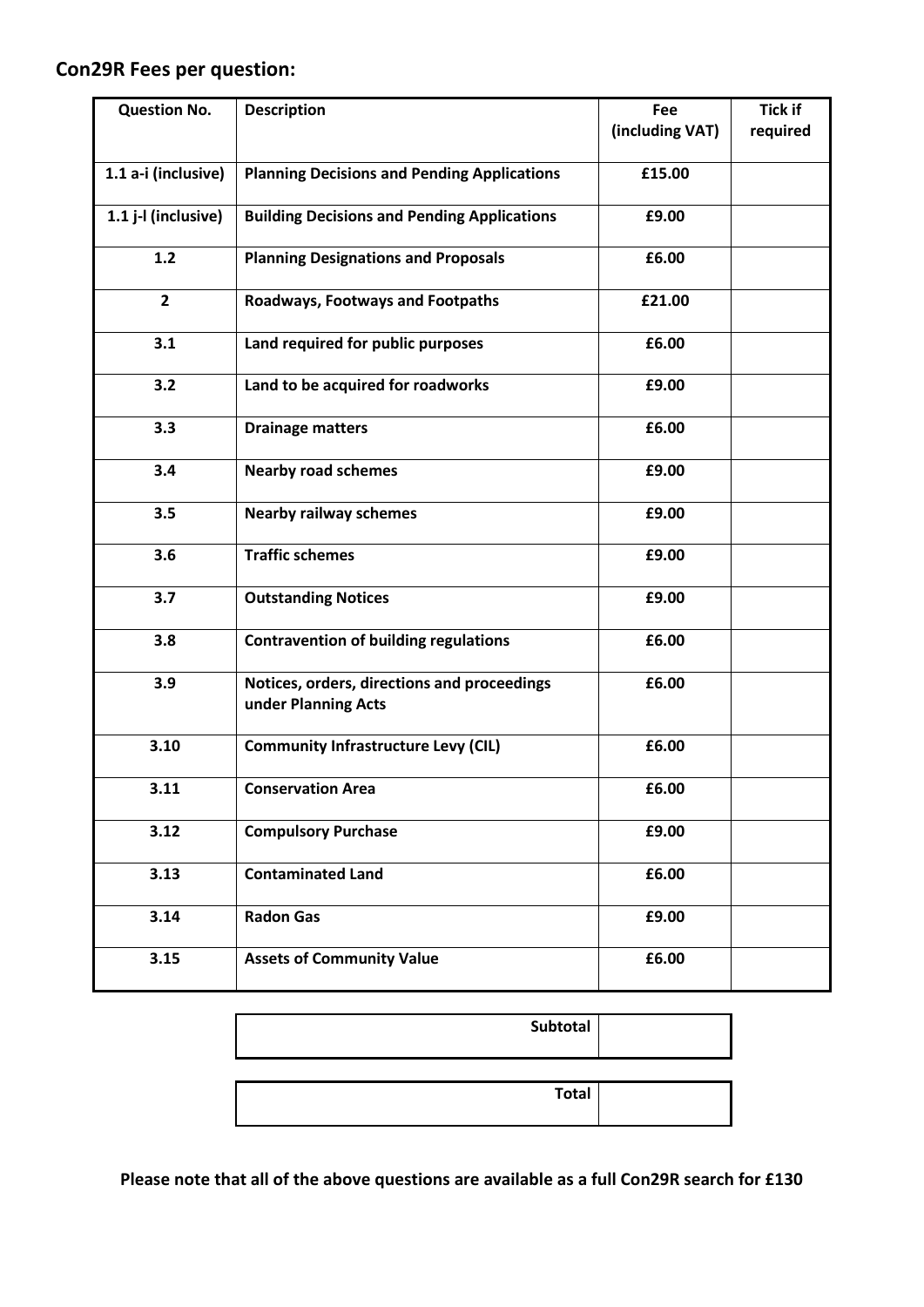## Con29R Fees per question:

| Question No. | Description | Fee (including VAT) | Tick if required |
|---|---|---|---|
| 1.1 a-i (inclusive) | Planning Decisions and Pending Applications | £15.00 | |
| 1.1 j-l (inclusive) | Building Decisions and Pending Applications | £9.00 | |
| 1.2 | Planning Designations and Proposals | £6.00 | |
| 2 | Roadways, Footways and Footpaths | £21.00 | |
| 3.1 | Land required for public purposes | £6.00 | |
| 3.2 | Land to be acquired for roadworks | £9.00 | |
| 3.3 | Drainage matters | £6.00 | |
| 3.4 | Nearby road schemes | £9.00 | |
| 3.5 | Nearby railway schemes | £9.00 | |
| 3.6 | Traffic schemes | £9.00 | |
| 3.7 | Outstanding Notices | £9.00 | |
| 3.8 | Contravention of building regulations | £6.00 | |
| 3.9 | Notices, orders, directions and proceedings under Planning Acts | £6.00 | |
| 3.10 | Community Infrastructure Levy (CIL) | £6.00 | |
| 3.11 | Conservation Area | £6.00 | |
| 3.12 | Compulsory Purchase | £9.00 | |
| 3.13 | Contaminated Land | £6.00 | |
| 3.14 | Radon Gas | £9.00 | |
| 3.15 | Assets of Community Value | £6.00 | |

| | |
|---|---|
| **Subtotal** | |

| | |
|---|---|
| **Total** | |

**Please note that all of the above questions are available as a full Con29R search for £130**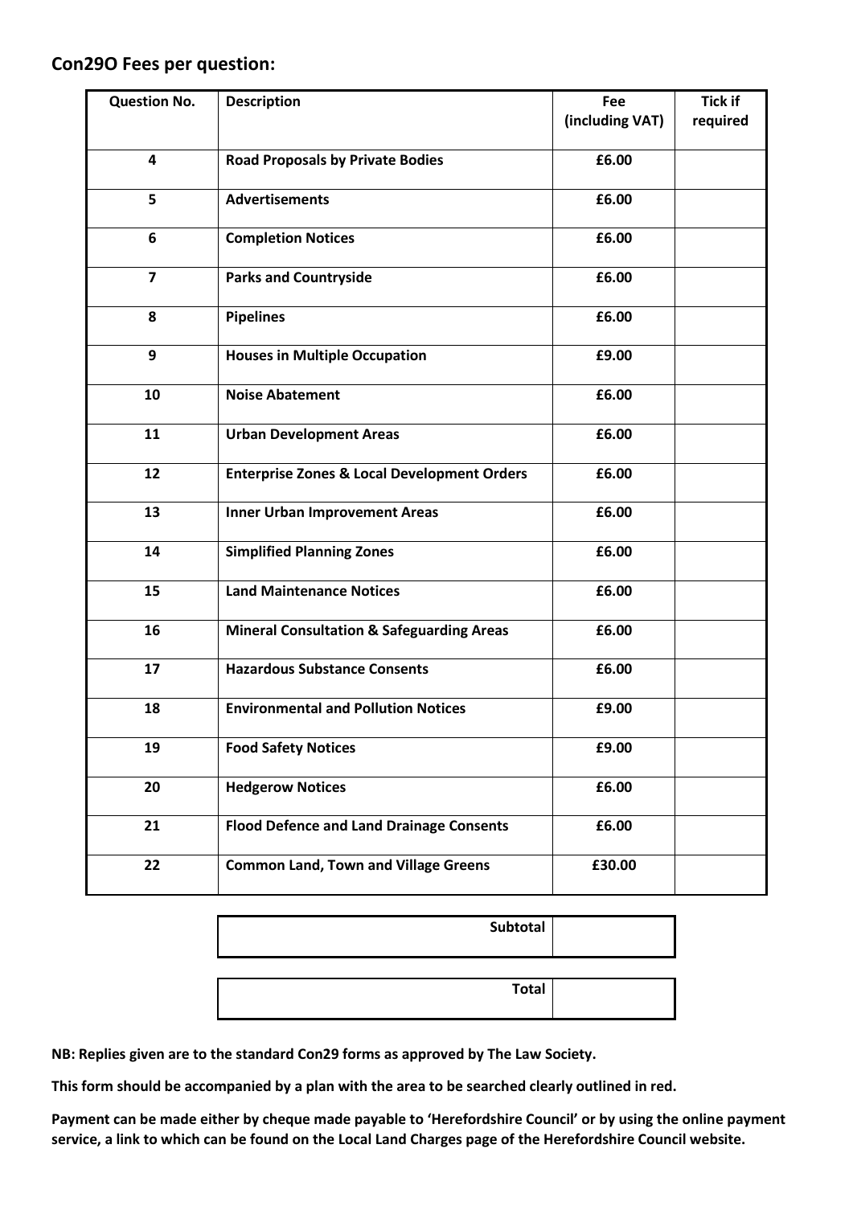## Con29O Fees per question:

| Question No. | Description | Fee (including VAT) | Tick if required |
|---|---|---|---|
| **4** | **Road Proposals by Private Bodies** | **£6.00** | |
| **5** | **Advertisements** | **£6.00** | |
| **6** | **Completion Notices** | **£6.00** | |
| **7** | **Parks and Countryside** | **£6.00** | |
| **8** | **Pipelines** | **£6.00** | |
| **9** | **Houses in Multiple Occupation** | **£9.00** | |
| **10** | **Noise Abatement** | **£6.00** | |
| **11** | **Urban Development Areas** | **£6.00** | |
| **12** | **Enterprise Zones & Local Development Orders** | **£6.00** | |
| **13** | **Inner Urban Improvement Areas** | **£6.00** | |
| **14** | **Simplified Planning Zones** | **£6.00** | |
| **15** | **Land Maintenance Notices** | **£6.00** | |
| **16** | **Mineral Consultation & Safeguarding Areas** | **£6.00** | |
| **17** | **Hazardous Substance Consents** | **£6.00** | |
| **18** | **Environmental and Pollution Notices** | **£9.00** | |
| **19** | **Food Safety Notices** | **£9.00** | |
| **20** | **Hedgerow Notices** | **£6.00** | |
| **21** | **Flood Defence and Land Drainage Consents** | **£6.00** | |
| **22** | **Common Land, Town and Village Greens** | **£30.00** | |

| | |
|---|---|
| **Subtotal** | |
| **Total** | |

**NB: Replies given are to the standard Con29 forms as approved by The Law Society.**

**This form should be accompanied by a plan with the area to be searched clearly outlined in red.**

**Payment can be made either by cheque made payable to 'Herefordshire Council' or by using the online payment service, a link to which can be found on the Local Land Charges page of the Herefordshire Council website.**